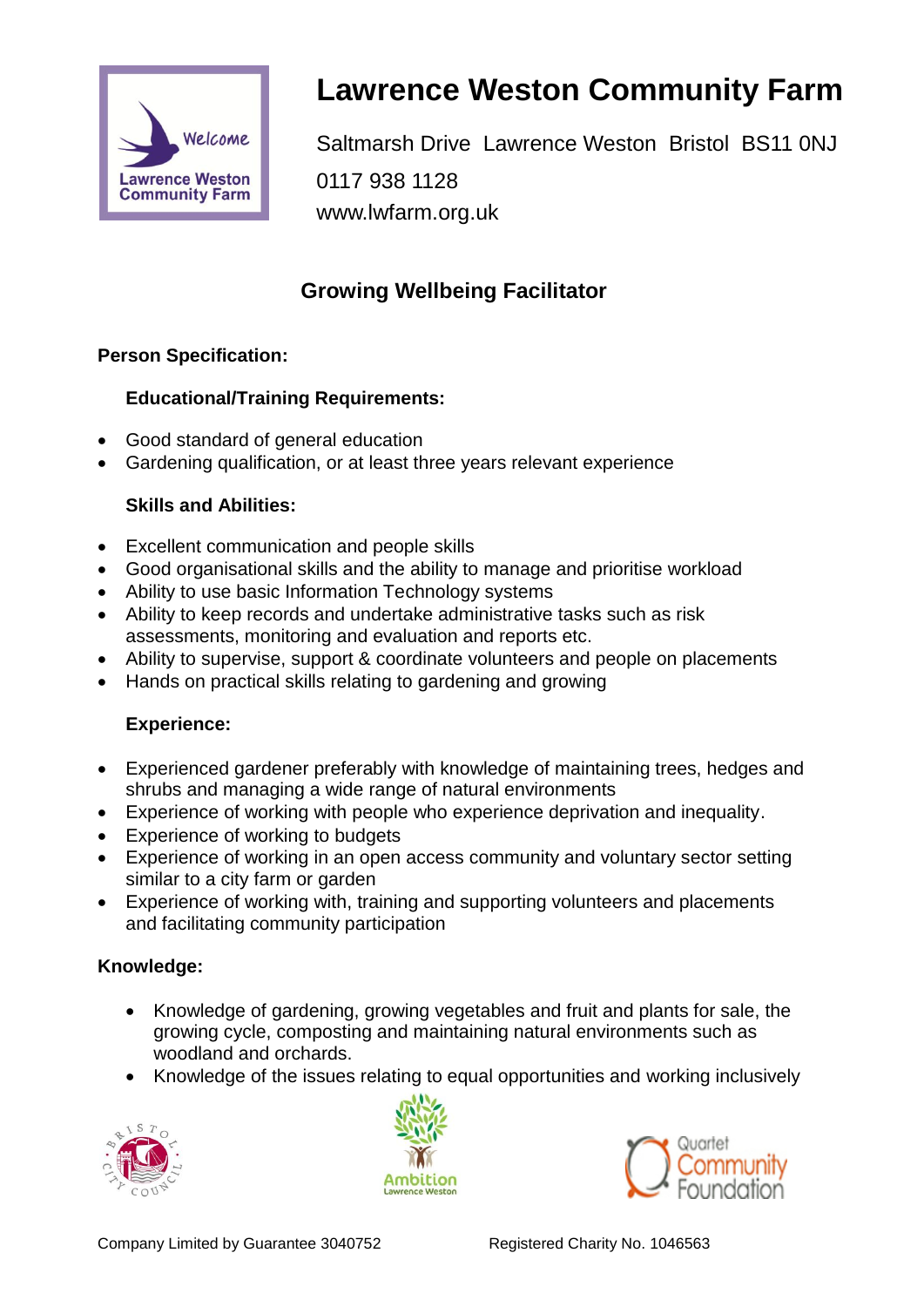# Lawrence Weston Community Farm

Saltmarsh Drive Lawrence Weston Bristol BS11 0NJ
0117 938 1128
www.lwfarm.org.uk

## Growing Wellbeing Facilitator

**Person Specification:**

### Educational/Training Requirements:

- Good standard of general education
- Gardening qualification, or at least three years relevant experience

### Skills and Abilities:

- Excellent communication and people skills
- Good organisational skills and the ability to manage and prioritise workload
- Ability to use basic Information Technology systems
- Ability to keep records and undertake administrative tasks such as risk assessments, monitoring and evaluation and reports etc.
- Ability to supervise, support & coordinate volunteers and people on placements
- Hands on practical skills relating to gardening and growing

### Experience:

- Experienced gardener preferably with knowledge of maintaining trees, hedges and shrubs and managing a wide range of natural environments
- Experience of working with people who experience deprivation and inequality.
- Experience of working to budgets
- Experience of working in an open access community and voluntary sector setting similar to a city farm or garden
- Experience of working with, training and supporting volunteers and placements and facilitating community participation

**Knowledge:**

- Knowledge of gardening, growing vegetables and fruit and plants for sale, the growing cycle, composting and maintaining natural environments such as woodland and orchards.
- Knowledge of the issues relating to equal opportunities and working inclusively

Company Limited by Guarantee 3040752     Registered Charity No. 1046563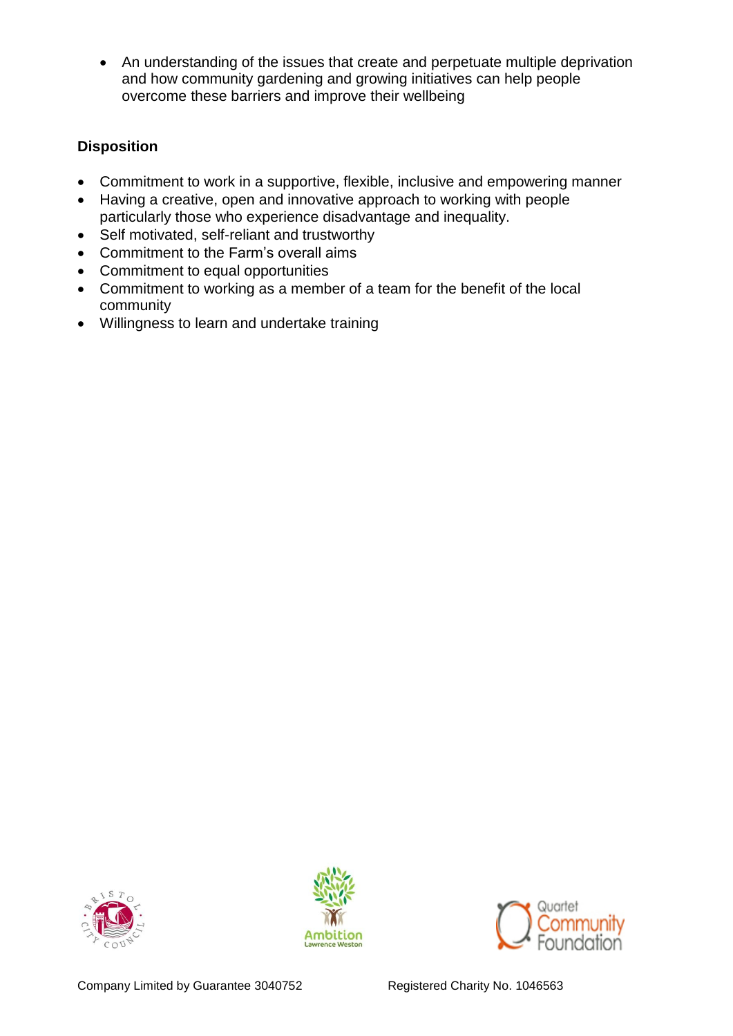- An understanding of the issues that create and perpetuate multiple deprivation and how community gardening and growing initiatives can help people overcome these barriers and improve their wellbeing

**Disposition**

- Commitment to work in a supportive, flexible, inclusive and empowering manner
- Having a creative, open and innovative approach to working with people particularly those who experience disadvantage and inequality.
- Self motivated, self-reliant and trustworthy
- Commitment to the Farm's overall aims
- Commitment to equal opportunities
- Commitment to working as a member of a team for the benefit of the local community
- Willingness to learn and undertake training

Company Limited by Guarantee 3040752

Registered Charity No. 1046563